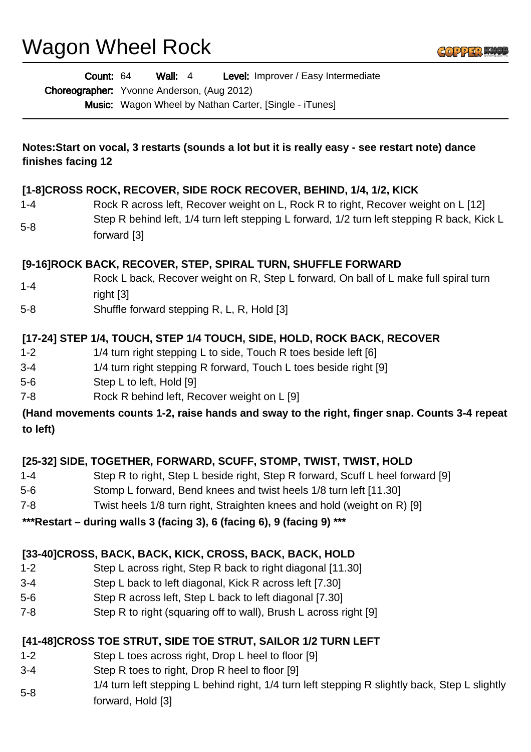# Wagon Wheel Rock

**Count:** 64 **Wall:** 4 **Level:** Improver / Easy Intermediate

**Choreographer:** Yvonne Anderson, (Aug 2012)

**Music:** Wagon Wheel by Nathan Carter, [Single - iTunes]

---

**Notes:Start on vocal, 3 restarts (sounds a lot but it is really easy - see restart note) dance finishes facing 12**

**[1-8]CROSS ROCK, RECOVER, SIDE ROCK RECOVER, BEHIND, 1/4, 1/2, KICK**

| | |
|---|---|
| 1-4 | Rock R across left, Recover weight on L, Rock R to right, Recover weight on L [12] |
| 5-8 | Step R behind left, 1/4 turn left stepping L forward, 1/2 turn left stepping R back, Kick L forward [3] |

**[9-16]ROCK BACK, RECOVER, STEP, SPIRAL TURN, SHUFFLE FORWARD**

| | |
|---|---|
| 1-4 | Rock L back, Recover weight on R, Step L forward, On ball of L make full spiral turn right [3] |
| 5-8 | Shuffle forward stepping R, L, R, Hold [3] |

**[17-24] STEP 1/4, TOUCH, STEP 1/4 TOUCH, SIDE, HOLD, ROCK BACK, RECOVER**

| | |
|---|---|
| 1-2 | 1/4 turn right stepping L to side, Touch R toes beside left [6] |
| 3-4 | 1/4 turn right stepping R forward, Touch L toes beside right [9] |
| 5-6 | Step L to left, Hold [9] |
| 7-8 | Rock R behind left, Recover weight on L [9] |

**(Hand movements counts 1-2, raise hands and sway to the right, finger snap. Counts 3-4 repeat to left)**

**[25-32] SIDE, TOGETHER, FORWARD, SCUFF, STOMP, TWIST, TWIST, HOLD**

| | |
|---|---|
| 1-4 | Step R to right, Step L beside right, Step R forward, Scuff L heel forward [9] |
| 5-6 | Stomp L forward, Bend knees and twist heels 1/8 turn left [11.30] |
| 7-8 | Twist heels 1/8 turn right, Straighten knees and hold (weight on R) [9] |

**\*\*\*Restart – during walls 3 (facing 3), 6 (facing 6), 9 (facing 9) \*\*\***

**[33-40]CROSS, BACK, BACK, KICK, CROSS, BACK, BACK, HOLD**

| | |
|---|---|
| 1-2 | Step L across right, Step R back to right diagonal [11.30] |
| 3-4 | Step L back to left diagonal, Kick R across left [7.30] |
| 5-6 | Step R across left, Step L back to left diagonal [7.30] |
| 7-8 | Step R to right (squaring off to wall), Brush L across right [9] |

**[41-48]CROSS TOE STRUT, SIDE TOE STRUT, SAILOR 1/2 TURN LEFT**

| | |
|---|---|
| 1-2 | Step L toes across right, Drop L heel to floor [9] |
| 3-4 | Step R toes to right, Drop R heel to floor [9] |
| 5-8 | 1/4 turn left stepping L behind right, 1/4 turn left stepping R slightly back, Step L slightly forward, Hold [3] |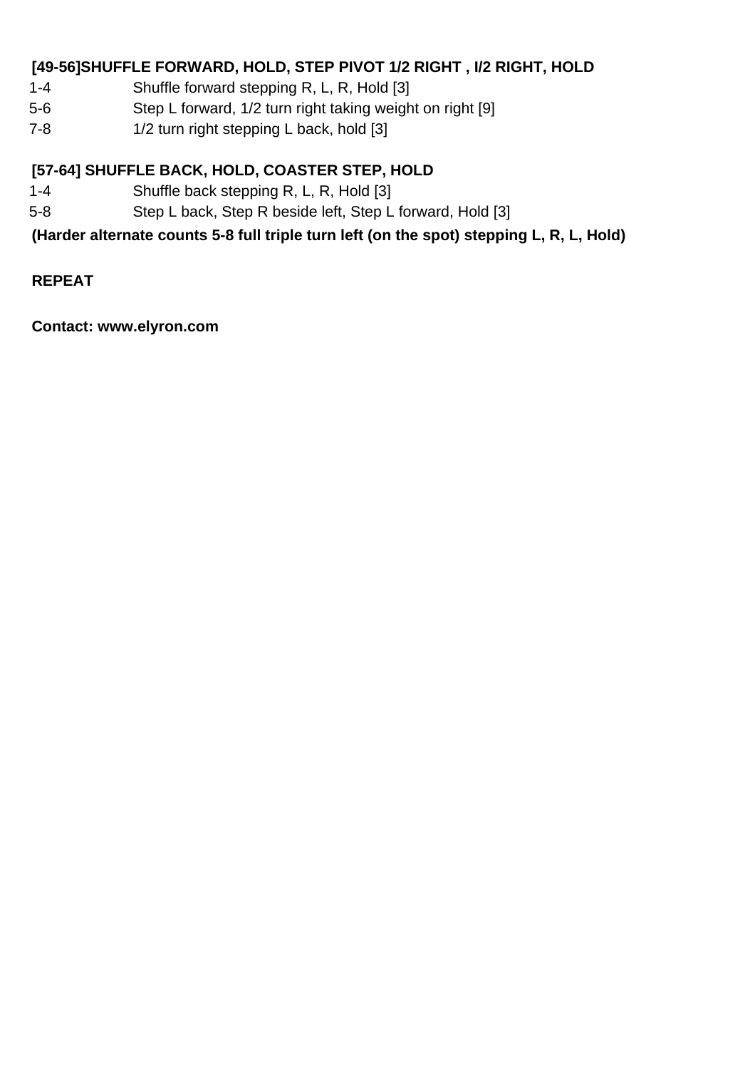**[49-56]SHUFFLE FORWARD, HOLD, STEP PIVOT 1/2 RIGHT , I/2 RIGHT, HOLD**

| | |
|---|---|
| 1-4 | Shuffle forward stepping R, L, R, Hold [3] |
| 5-6 | Step L forward, 1/2 turn right taking weight on right [9] |
| 7-8 | 1/2 turn right stepping L back, hold [3] |

**[57-64] SHUFFLE BACK, HOLD, COASTER STEP, HOLD**

| | |
|---|---|
| 1-4 | Shuffle back stepping R, L, R, Hold [3] |
| 5-8 | Step L back, Step R beside left, Step L forward, Hold [3] |

**(Harder alternate counts 5-8 full triple turn left (on the spot) stepping L, R, L, Hold)**

**REPEAT**

**Contact: www.elyron.com**